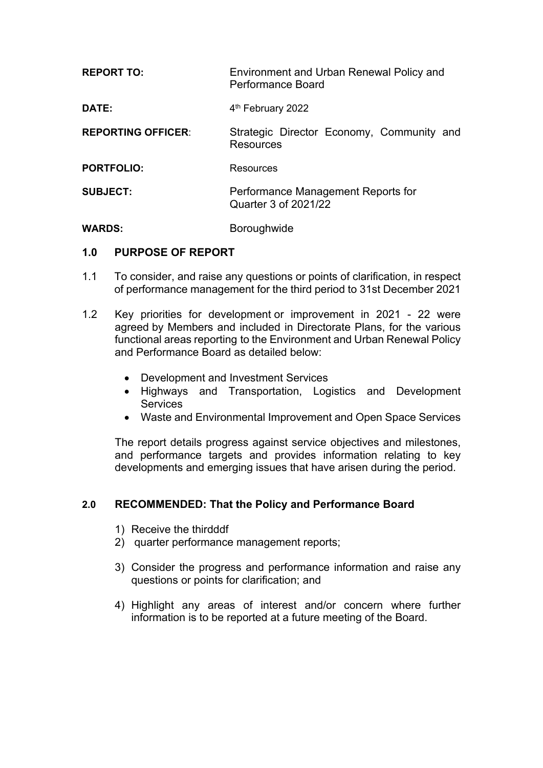| | |
|---|---|
| **REPORT TO:** | Environment and Urban Renewal Policy and Performance Board |
| **DATE:** | 4th February 2022 |
| **REPORTING OFFICER**: | Strategic Director Economy, Community and Resources |
| **PORTFOLIO:** | Resources |
| **SUBJECT:** | Performance Management Reports for Quarter 3 of 2021/22 |
| **WARDS:** | Boroughwide |

## 1.0 PURPOSE OF REPORT

1.1 To consider, and raise any questions or points of clarification, in respect of performance management for the third period to 31st December 2021

1.2 Key priorities for development or improvement in 2021 - 22 were agreed by Members and included in Directorate Plans, for the various functional areas reporting to the Environment and Urban Renewal Policy and Performance Board as detailed below:

- Development and Investment Services
- Highways and Transportation, Logistics and Development Services
- Waste and Environmental Improvement and Open Space Services

The report details progress against service objectives and milestones, and performance targets and provides information relating to key developments and emerging issues that have arisen during the period.

## 2.0 RECOMMENDED: That the Policy and Performance Board

1) Receive the thirdddf
2) quarter performance management reports;
3) Consider the progress and performance information and raise any questions or points for clarification; and
4) Highlight any areas of interest and/or concern where further information is to be reported at a future meeting of the Board.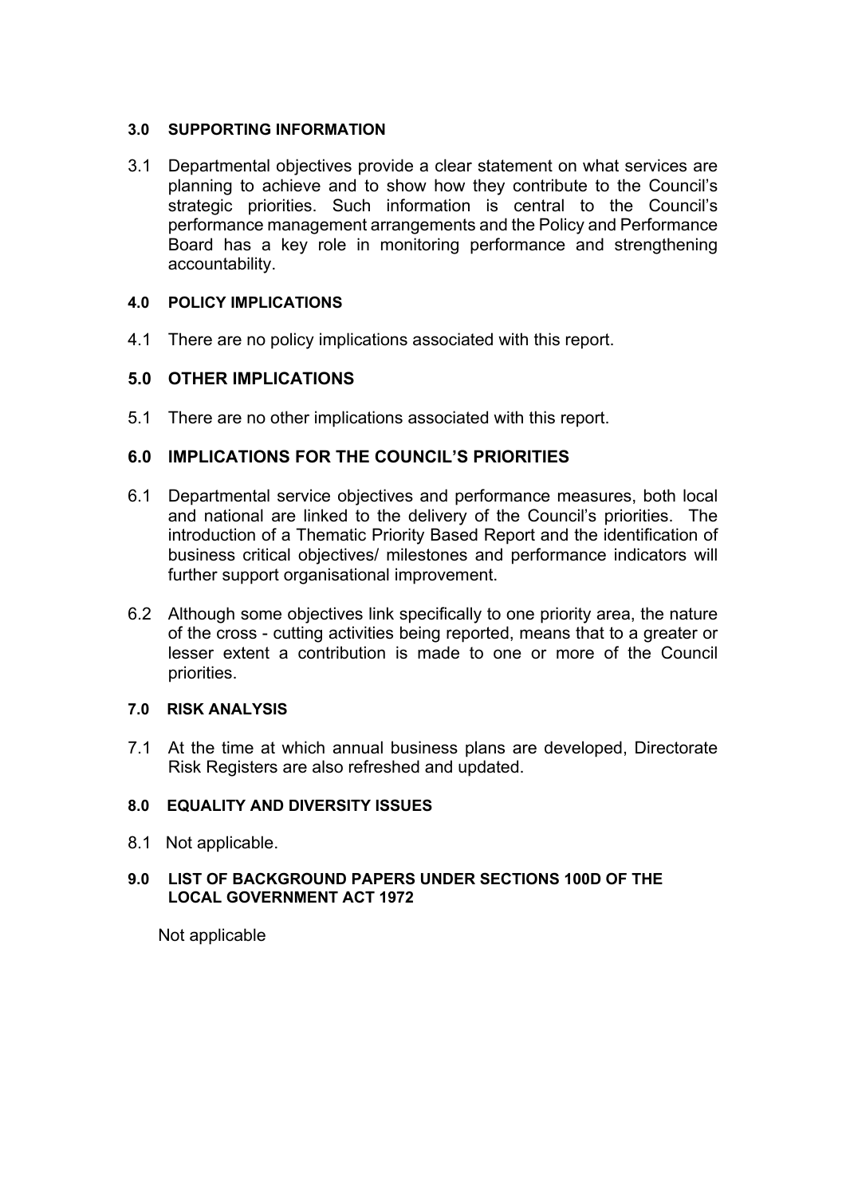## 3.0 SUPPORTING INFORMATION

3.1 Departmental objectives provide a clear statement on what services are planning to achieve and to show how they contribute to the Council's strategic priorities. Such information is central to the Council's performance management arrangements and the Policy and Performance Board has a key role in monitoring performance and strengthening accountability.

## 4.0 POLICY IMPLICATIONS

4.1 There are no policy implications associated with this report.

## 5.0 OTHER IMPLICATIONS

5.1 There are no other implications associated with this report.

## 6.0 IMPLICATIONS FOR THE COUNCIL'S PRIORITIES

6.1 Departmental service objectives and performance measures, both local and national are linked to the delivery of the Council's priorities. The introduction of a Thematic Priority Based Report and the identification of business critical objectives/ milestones and performance indicators will further support organisational improvement.

6.2 Although some objectives link specifically to one priority area, the nature of the cross - cutting activities being reported, means that to a greater or lesser extent a contribution is made to one or more of the Council priorities.

## 7.0 RISK ANALYSIS

7.1 At the time at which annual business plans are developed, Directorate Risk Registers are also refreshed and updated.

## 8.0 EQUALITY AND DIVERSITY ISSUES

8.1 Not applicable.

## 9.0 LIST OF BACKGROUND PAPERS UNDER SECTIONS 100D OF THE LOCAL GOVERNMENT ACT 1972

Not applicable